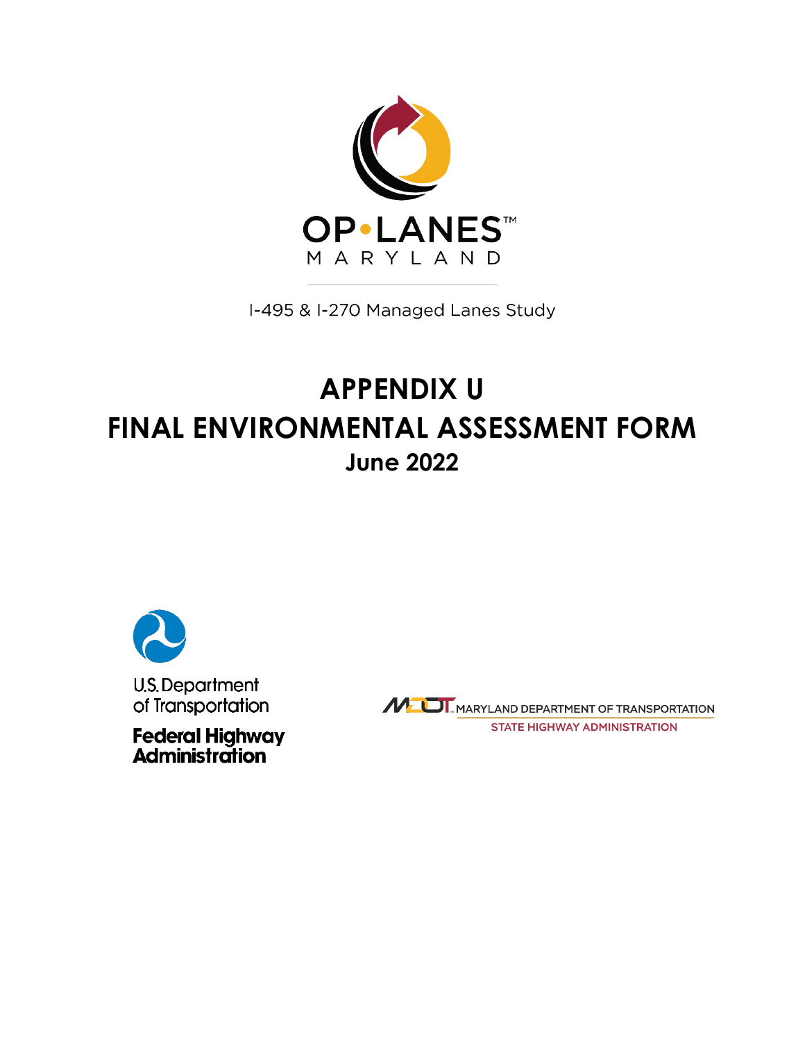OP•LANES™
MARYLAND

I-495 & I-270 Managed Lanes Study

# APPENDIX U
# FINAL ENVIRONMENTAL ASSESSMENT FORM
## June 2022

U.S. Department of Transportation

**Federal Highway Administration**

MDOT MARYLAND DEPARTMENT OF TRANSPORTATION

STATE HIGHWAY ADMINISTRATION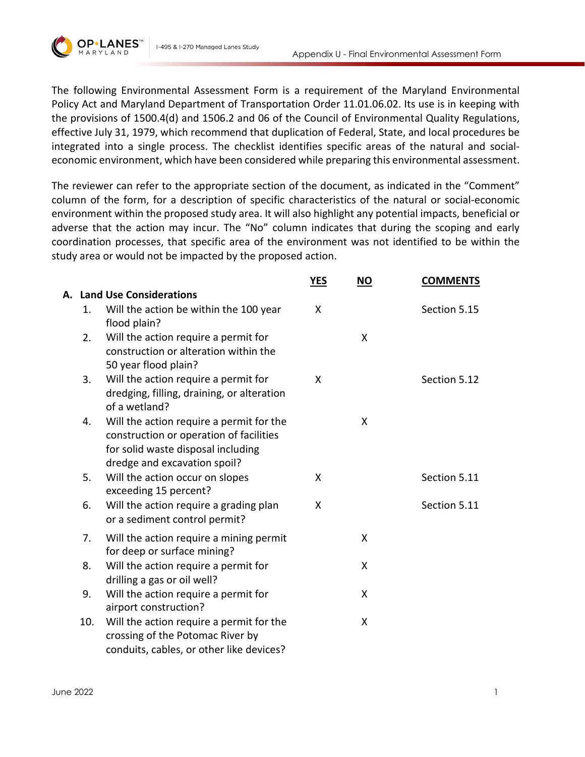The following Environmental Assessment Form is a requirement of the Maryland Environmental Policy Act and Maryland Department of Transportation Order 11.01.06.02. Its use is in keeping with the provisions of 1500.4(d) and 1506.2 and 06 of the Council of Environmental Quality Regulations, effective July 31, 1979, which recommend that duplication of Federal, State, and local procedures be integrated into a single process. The checklist identifies specific areas of the natural and social-economic environment, which have been considered while preparing this environmental assessment.

The reviewer can refer to the appropriate section of the document, as indicated in the "Comment" column of the form, for a description of specific characteristics of the natural or social-economic environment within the proposed study area. It will also highlight any potential impacts, beneficial or adverse that the action may incur. The "No" column indicates that during the scoping and early coordination processes, that specific area of the environment was not identified to be within the study area or would not be impacted by the proposed action.

| | | YES | NO | COMMENTS |
|---|---|---|---|---|
| **A.** | **Land Use Considerations** | | | |
| 1. | Will the action be within the 100 year flood plain? | X | | Section 5.15 |
| 2. | Will the action require a permit for construction or alteration within the 50 year flood plain? | | X | |
| 3. | Will the action require a permit for dredging, filling, draining, or alteration of a wetland? | X | | Section 5.12 |
| 4. | Will the action require a permit for the construction or operation of facilities for solid waste disposal including dredge and excavation spoil? | | X | |
| 5. | Will the action occur on slopes exceeding 15 percent? | X | | Section 5.11 |
| 6. | Will the action require a grading plan or a sediment control permit? | X | | Section 5.11 |
| 7. | Will the action require a mining permit for deep or surface mining? | | X | |
| 8. | Will the action require a permit for drilling a gas or oil well? | | X | |
| 9. | Will the action require a permit for airport construction? | | X | |
| 10. | Will the action require a permit for the crossing of the Potomac River by conduits, cables, or other like devices? | | X | |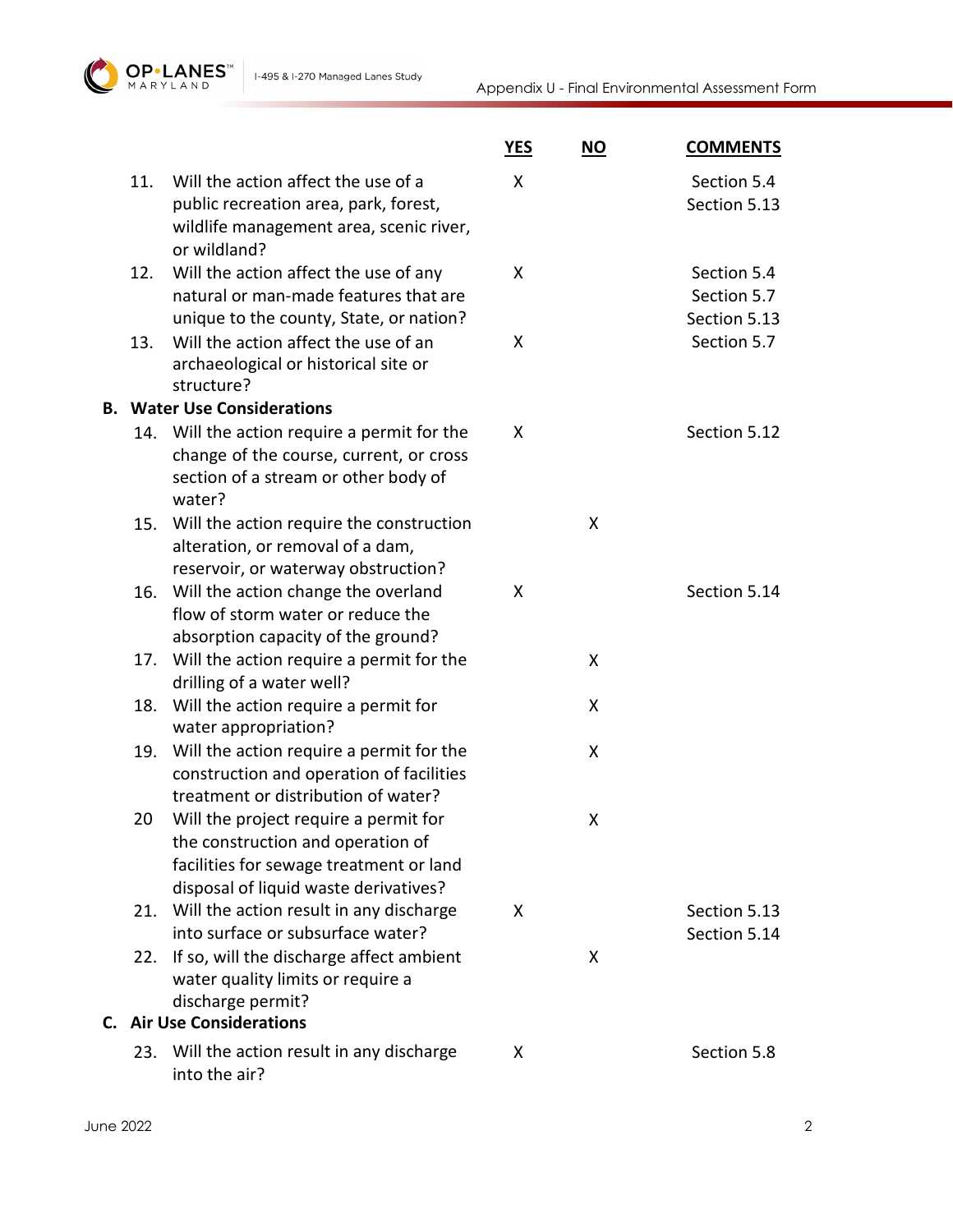| | | YES | NO | COMMENTS |
|---|---|---|---|---|
| 11. | Will the action affect the use of a public recreation area, park, forest, wildlife management area, scenic river, or wildland? | X | | Section 5.4<br>Section 5.13 |
| 12. | Will the action affect the use of any natural or man-made features that are unique to the county, State, or nation? | X | | Section 5.4<br>Section 5.7<br>Section 5.13 |
| 13. | Will the action affect the use of an archaeological or historical site or structure? | X | | Section 5.7 |
| **B.** | **Water Use Considerations** | | | |
| 14. | Will the action require a permit for the change of the course, current, or cross section of a stream or other body of water? | X | | Section 5.12 |
| 15. | Will the action require the construction alteration, or removal of a dam, reservoir, or waterway obstruction? | | X | |
| 16. | Will the action change the overland flow of storm water or reduce the absorption capacity of the ground? | X | | Section 5.14 |
| 17. | Will the action require a permit for the drilling of a water well? | | X | |
| 18. | Will the action require a permit for water appropriation? | | X | |
| 19. | Will the action require a permit for the construction and operation of facilities treatment or distribution of water? | | X | |
| 20 | Will the project require a permit for the construction and operation of facilities for sewage treatment or land disposal of liquid waste derivatives? | | X | |
| 21. | Will the action result in any discharge into surface or subsurface water? | X | | Section 5.13<br>Section 5.14 |
| 22. | If so, will the discharge affect ambient water quality limits or require a discharge permit? | | X | |
| **C.** | **Air Use Considerations** | | | |
| 23. | Will the action result in any discharge into the air? | X | | Section 5.8 |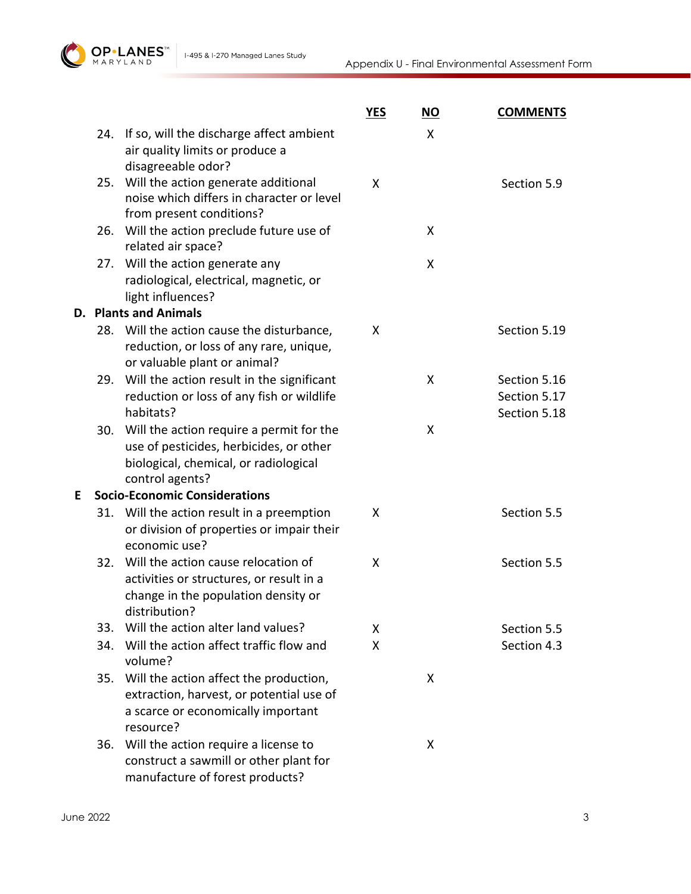| | | YES | NO | COMMENTS |
|---|---|---|---|---|
| 24. | If so, will the discharge affect ambient air quality limits or produce a disagreeable odor? | | X | |
| 25. | Will the action generate additional noise which differs in character or level from present conditions? | X | | Section 5.9 |
| 26. | Will the action preclude future use of related air space? | | X | |
| 27. | Will the action generate any radiological, electrical, magnetic, or light influences? | | X | |
| **D.** | **Plants and Animals** | | | |
| 28. | Will the action cause the disturbance, reduction, or loss of any rare, unique, or valuable plant or animal? | X | | Section 5.19 |
| 29. | Will the action result in the significant reduction or loss of any fish or wildlife habitats? | | X | Section 5.16<br>Section 5.17<br>Section 5.18 |
| 30. | Will the action require a permit for the use of pesticides, herbicides, or other biological, chemical, or radiological control agents? | | X | |
| **E** | **Socio-Economic Considerations** | | | |
| 31. | Will the action result in a preemption or division of properties or impair their economic use? | X | | Section 5.5 |
| 32. | Will the action cause relocation of activities or structures, or result in a change in the population density or distribution? | X | | Section 5.5 |
| 33. | Will the action alter land values? | X | | Section 5.5 |
| 34. | Will the action affect traffic flow and volume? | X | | Section 4.3 |
| 35. | Will the action affect the production, extraction, harvest, or potential use of a scarce or economically important resource? | | X | |
| 36. | Will the action require a license to construct a sawmill or other plant for manufacture of forest products? | | X | |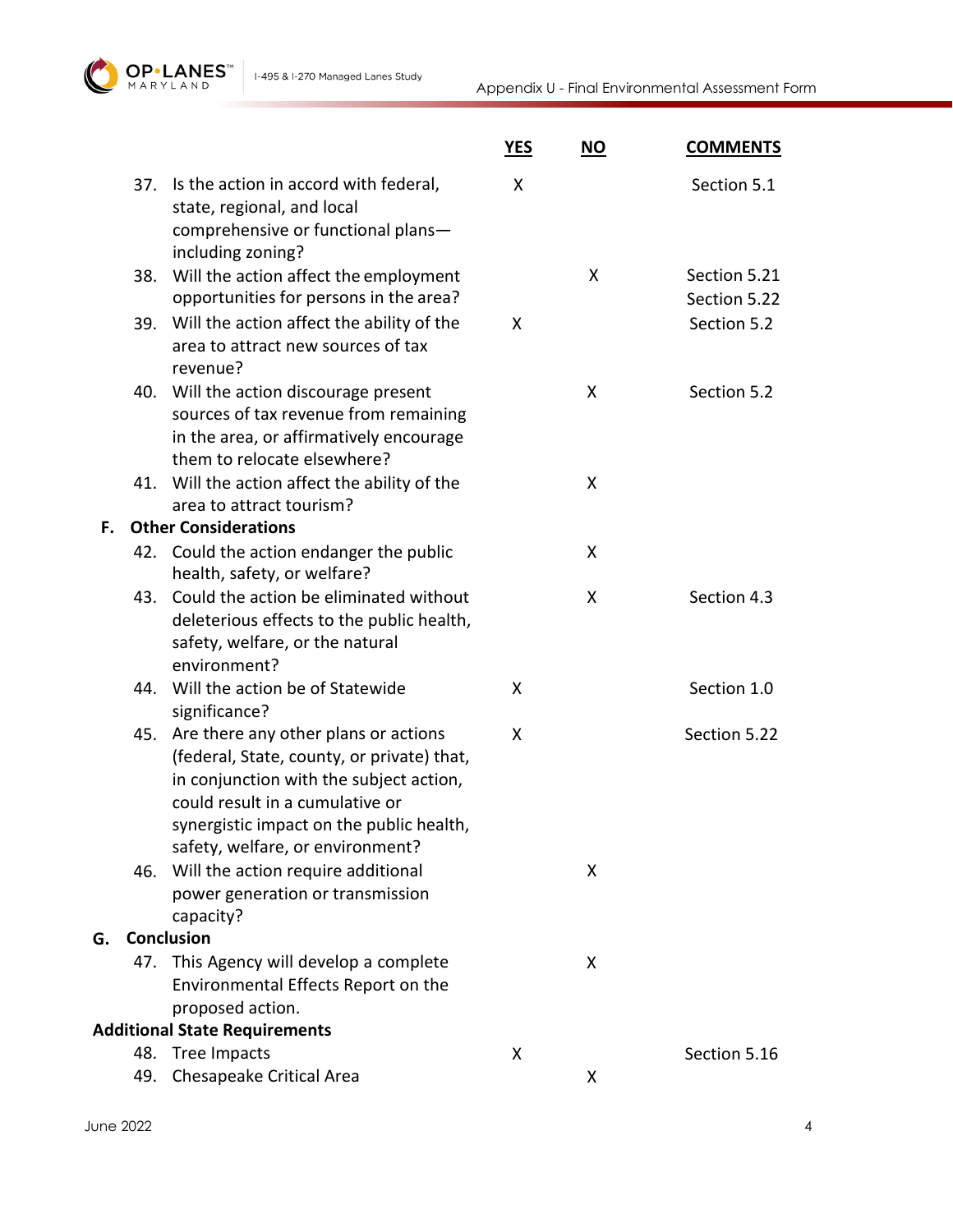| | | YES | NO | COMMENTS |
|---|---|---|---|---|
| 37. | Is the action in accord with federal, state, regional, and local comprehensive or functional plans—including zoning? | X | | Section 5.1 |
| 38. | Will the action affect the employment opportunities for persons in the area? | | X | Section 5.21<br>Section 5.22 |
| 39. | Will the action affect the ability of the area to attract new sources of tax revenue? | X | | Section 5.2 |
| 40. | Will the action discourage present sources of tax revenue from remaining in the area, or affirmatively encourage them to relocate elsewhere? | | X | Section 5.2 |
| 41. | Will the action affect the ability of the area to attract tourism? | | X | |
| **F.** | **Other Considerations** | | | |
| 42. | Could the action endanger the public health, safety, or welfare? | | X | |
| 43. | Could the action be eliminated without deleterious effects to the public health, safety, welfare, or the natural environment? | | X | Section 4.3 |
| 44. | Will the action be of Statewide significance? | X | | Section 1.0 |
| 45. | Are there any other plans or actions (federal, State, county, or private) that, in conjunction with the subject action, could result in a cumulative or synergistic impact on the public health, safety, welfare, or environment? | X | | Section 5.22 |
| 46. | Will the action require additional power generation or transmission capacity? | | X | |
| **G.** | **Conclusion** | | | |
| 47. | This Agency will develop a complete Environmental Effects Report on the proposed action. | | X | |
| | **Additional State Requirements** | | | |
| 48. | Tree Impacts | X | | Section 5.16 |
| 49. | Chesapeake Critical Area | | X | |